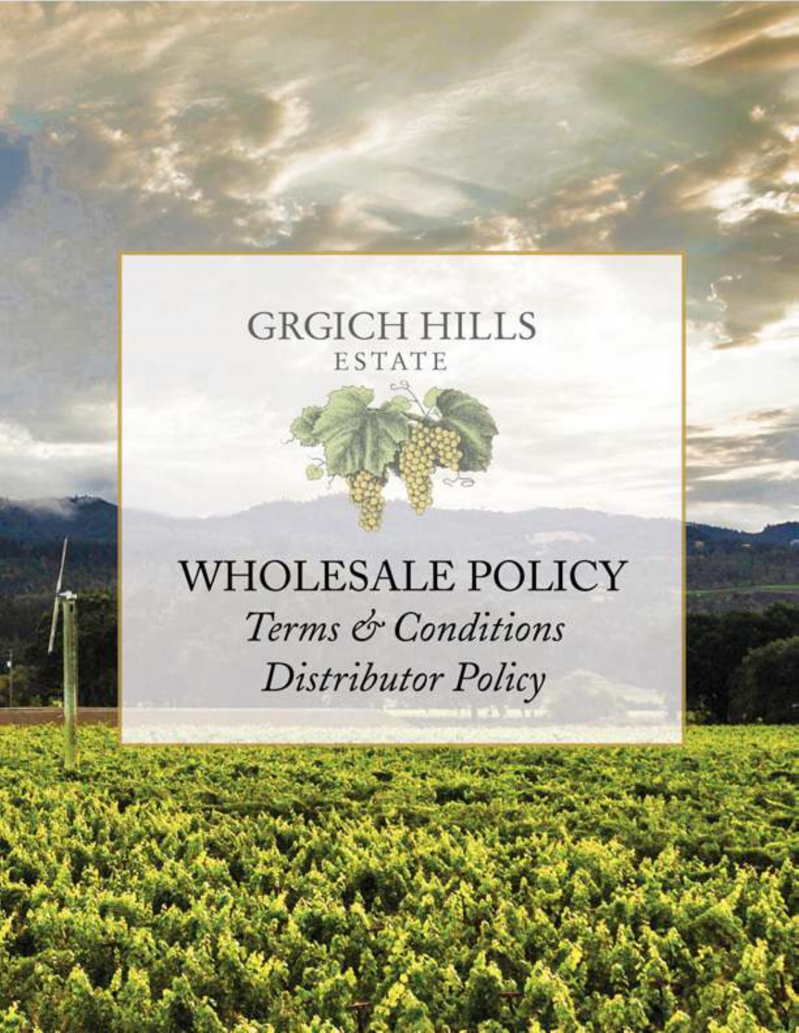GRGICH HILLS
ESTATE

# WHOLESALE POLICY

*Terms & Conditions*

*Distributor Policy*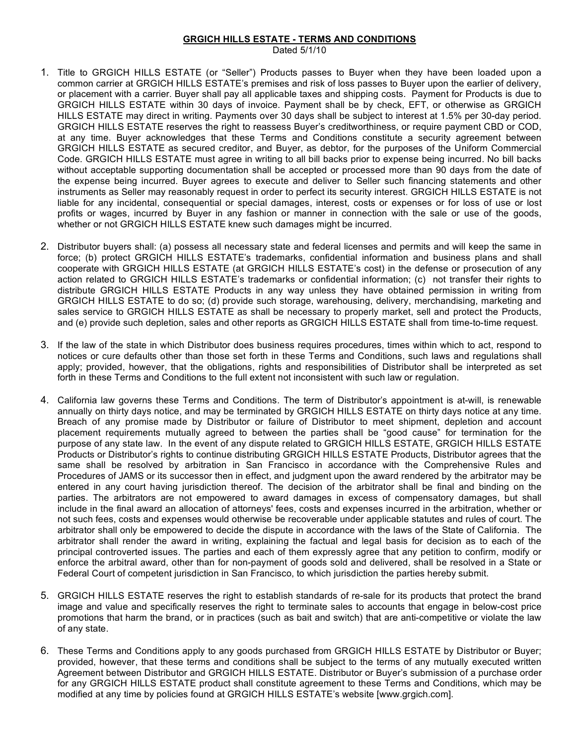**GRGICH HILLS ESTATE - TERMS AND CONDITIONS**

Dated 5/1/10

1. Title to GRGICH HILLS ESTATE (or "Seller") Products passes to Buyer when they have been loaded upon a common carrier at GRGICH HILLS ESTATE's premises and risk of loss passes to Buyer upon the earlier of delivery, or placement with a carrier. Buyer shall pay all applicable taxes and shipping costs. Payment for Products is due to GRGICH HILLS ESTATE within 30 days of invoice. Payment shall be by check, EFT, or otherwise as GRGICH HILLS ESTATE may direct in writing. Payments over 30 days shall be subject to interest at 1.5% per 30-day period. GRGICH HILLS ESTATE reserves the right to reassess Buyer's creditworthiness, or require payment CBD or COD, at any time. Buyer acknowledges that these Terms and Conditions constitute a security agreement between GRGICH HILLS ESTATE as secured creditor, and Buyer, as debtor, for the purposes of the Uniform Commercial Code. GRGICH HILLS ESTATE must agree in writing to all bill backs prior to expense being incurred. No bill backs without acceptable supporting documentation shall be accepted or processed more than 90 days from the date of the expense being incurred. Buyer agrees to execute and deliver to Seller such financing statements and other instruments as Seller may reasonably request in order to perfect its security interest. GRGICH HILLS ESTATE is not liable for any incidental, consequential or special damages, interest, costs or expenses or for loss of use or lost profits or wages, incurred by Buyer in any fashion or manner in connection with the sale or use of the goods, whether or not GRGICH HILLS ESTATE knew such damages might be incurred.

2. Distributor buyers shall: (a) possess all necessary state and federal licenses and permits and will keep the same in force; (b) protect GRGICH HILLS ESTATE's trademarks, confidential information and business plans and shall cooperate with GRGICH HILLS ESTATE (at GRGICH HILLS ESTATE's cost) in the defense or prosecution of any action related to GRGICH HILLS ESTATE's trademarks or confidential information; (c) not transfer their rights to distribute GRGICH HILLS ESTATE Products in any way unless they have obtained permission in writing from GRGICH HILLS ESTATE to do so; (d) provide such storage, warehousing, delivery, merchandising, marketing and sales service to GRGICH HILLS ESTATE as shall be necessary to properly market, sell and protect the Products, and (e) provide such depletion, sales and other reports as GRGICH HILLS ESTATE shall from time-to-time request.

3. If the law of the state in which Distributor does business requires procedures, times within which to act, respond to notices or cure defaults other than those set forth in these Terms and Conditions, such laws and regulations shall apply; provided, however, that the obligations, rights and responsibilities of Distributor shall be interpreted as set forth in these Terms and Conditions to the full extent not inconsistent with such law or regulation.

4. California law governs these Terms and Conditions. The term of Distributor's appointment is at-will, is renewable annually on thirty days notice, and may be terminated by GRGICH HILLS ESTATE on thirty days notice at any time. Breach of any promise made by Distributor or failure of Distributor to meet shipment, depletion and account placement requirements mutually agreed to between the parties shall be "good cause" for termination for the purpose of any state law. In the event of any dispute related to GRGICH HILLS ESTATE, GRGICH HILLS ESTATE Products or Distributor's rights to continue distributing GRGICH HILLS ESTATE Products, Distributor agrees that the same shall be resolved by arbitration in San Francisco in accordance with the Comprehensive Rules and Procedures of JAMS or its successor then in effect, and judgment upon the award rendered by the arbitrator may be entered in any court having jurisdiction thereof. The decision of the arbitrator shall be final and binding on the parties. The arbitrators are not empowered to award damages in excess of compensatory damages, but shall include in the final award an allocation of attorneys' fees, costs and expenses incurred in the arbitration, whether or not such fees, costs and expenses would otherwise be recoverable under applicable statutes and rules of court. The arbitrator shall only be empowered to decide the dispute in accordance with the laws of the State of California. The arbitrator shall render the award in writing, explaining the factual and legal basis for decision as to each of the principal controverted issues. The parties and each of them expressly agree that any petition to confirm, modify or enforce the arbitral award, other than for non-payment of goods sold and delivered, shall be resolved in a State or Federal Court of competent jurisdiction in San Francisco, to which jurisdiction the parties hereby submit.

5. GRGICH HILLS ESTATE reserves the right to establish standards of re-sale for its products that protect the brand image and value and specifically reserves the right to terminate sales to accounts that engage in below-cost price promotions that harm the brand, or in practices (such as bait and switch) that are anti-competitive or violate the law of any state.

6. These Terms and Conditions apply to any goods purchased from GRGICH HILLS ESTATE by Distributor or Buyer; provided, however, that these terms and conditions shall be subject to the terms of any mutually executed written Agreement between Distributor and GRGICH HILLS ESTATE. Distributor or Buyer's submission of a purchase order for any GRGICH HILLS ESTATE product shall constitute agreement to these Terms and Conditions, which may be modified at any time by policies found at GRGICH HILLS ESTATE's website [www.grgich.com].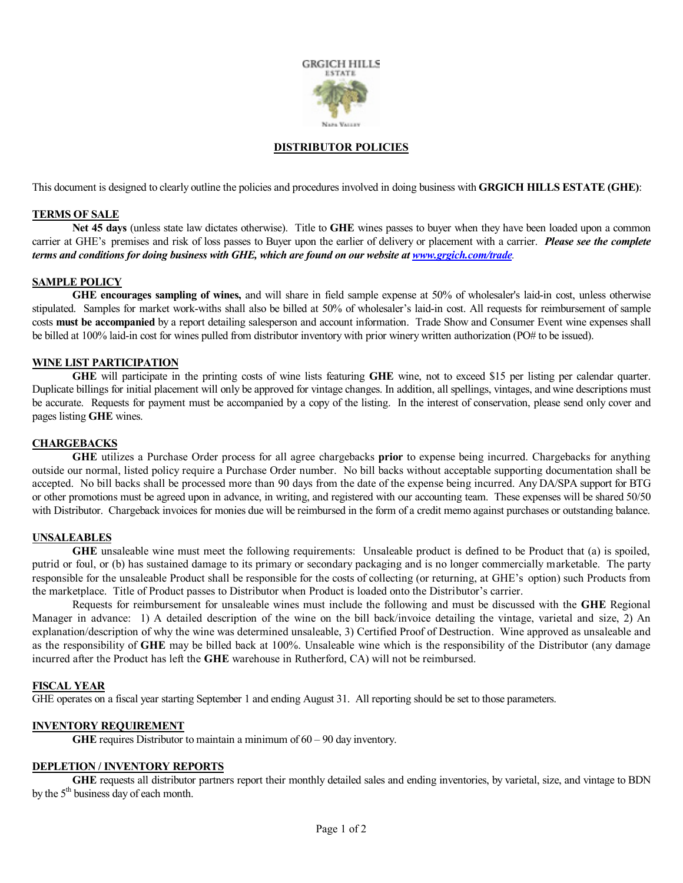GRGICH HILLS ESTATE

Napa Valley

# DISTRIBUTOR POLICIES

This document is designed to clearly outline the policies and procedures involved in doing business with **GRGICH HILLS ESTATE (GHE)**:

## TERMS OF SALE

**Net 45 days** (unless state law dictates otherwise). Title to **GHE** wines passes to buyer when they have been loaded upon a common carrier at GHE's premises and risk of loss passes to Buyer upon the earlier of delivery or placement with a carrier. ***Please see the complete terms and conditions for doing business with GHE, which are found on our website at [www.grgich.com/trade](www.grgich.com/trade).***

## SAMPLE POLICY

**GHE encourages sampling of wines,** and will share in field sample expense at 50% of wholesaler's laid-in cost, unless otherwise stipulated. Samples for market work-withs shall also be billed at 50% of wholesaler's laid-in cost. All requests for reimbursement of sample costs **must be accompanied** by a report detailing salesperson and account information. Trade Show and Consumer Event wine expenses shall be billed at 100% laid-in cost for wines pulled from distributor inventory with prior winery written authorization (PO# to be issued).

## WINE LIST PARTICIPATION

**GHE** will participate in the printing costs of wine lists featuring **GHE** wine, not to exceed $15 per listing per calendar quarter. Duplicate billings for initial placement will only be approved for vintage changes. In addition, all spellings, vintages, and wine descriptions must be accurate. Requests for payment must be accompanied by a copy of the listing. In the interest of conservation, please send only cover and pages listing **GHE** wines.

## CHARGEBACKS

**GHE** utilizes a Purchase Order process for all agree chargebacks **prior** to expense being incurred. Chargebacks for anything outside our normal, listed policy require a Purchase Order number. No bill backs without acceptable supporting documentation shall be accepted. No bill backs shall be processed more than 90 days from the date of the expense being incurred. Any DA/SPA support for BTG or other promotions must be agreed upon in advance, in writing, and registered with our accounting team. These expenses will be shared 50/50 with Distributor. Chargeback invoices for monies due will be reimbursed in the form of a credit memo against purchases or outstanding balance.

## UNSALEABLES

**GHE** unsaleable wine must meet the following requirements: Unsaleable product is defined to be Product that (a) is spoiled, putrid or foul, or (b) has sustained damage to its primary or secondary packaging and is no longer commercially marketable. The party responsible for the unsaleable Product shall be responsible for the costs of collecting (or returning, at GHE's option) such Products from the marketplace. Title of Product passes to Distributor when Product is loaded onto the Distributor's carrier.

Requests for reimbursement for unsaleable wines must include the following and must be discussed with the **GHE** Regional Manager in advance: 1) A detailed description of the wine on the bill back/invoice detailing the vintage, varietal and size, 2) An explanation/description of why the wine was determined unsaleable, 3) Certified Proof of Destruction. Wine approved as unsaleable and as the responsibility of **GHE** may be billed back at 100%. Unsaleable wine which is the responsibility of the Distributor (any damage incurred after the Product has left the **GHE** warehouse in Rutherford, CA) will not be reimbursed.

## FISCAL YEAR

GHE operates on a fiscal year starting September 1 and ending August 31. All reporting should be set to those parameters.

## INVENTORY REQUIREMENT

**GHE** requires Distributor to maintain a minimum of 60 – 90 day inventory.

## DEPLETION / INVENTORY REPORTS

**GHE** requests all distributor partners report their monthly detailed sales and ending inventories, by varietal, size, and vintage to BDN by the 5th business day of each month.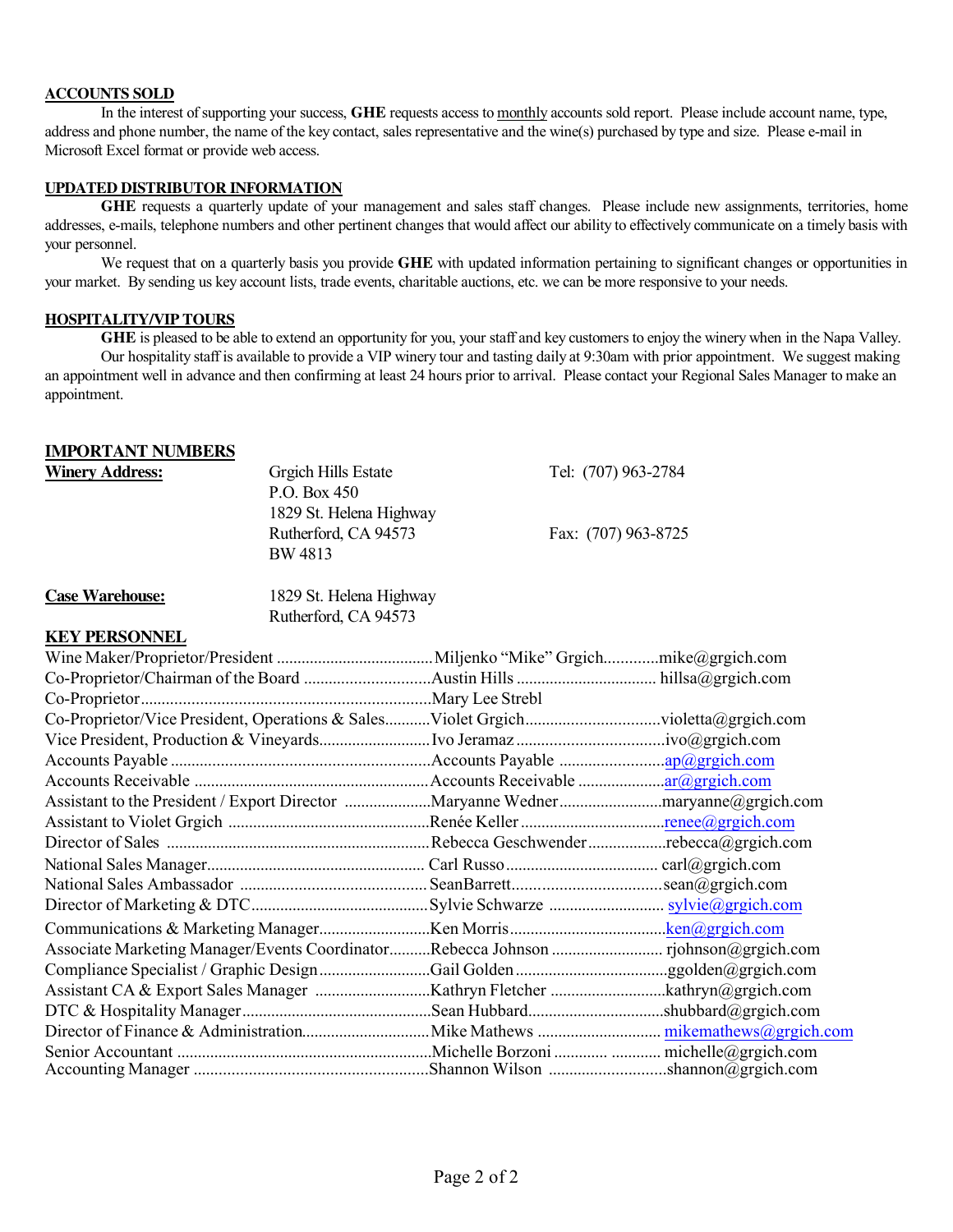## ACCOUNTS SOLD

In the interest of supporting your success, **GHE** requests access to monthly accounts sold report. Please include account name, type, address and phone number, the name of the key contact, sales representative and the wine(s) purchased by type and size. Please e-mail in Microsoft Excel format or provide web access.

## UPDATED DISTRIBUTOR INFORMATION

**GHE** requests a quarterly update of your management and sales staff changes. Please include new assignments, territories, home addresses, e-mails, telephone numbers and other pertinent changes that would affect our ability to effectively communicate on a timely basis with your personnel.

We request that on a quarterly basis you provide **GHE** with updated information pertaining to significant changes or opportunities in your market. By sending us key account lists, trade events, charitable auctions, etc. we can be more responsive to your needs.

## HOSPITALITY/VIP TOURS

**GHE** is pleased to be able to extend an opportunity for you, your staff and key customers to enjoy the winery when in the Napa Valley.

Our hospitality staff is available to provide a VIP winery tour and tasting daily at 9:30am with prior appointment. We suggest making an appointment well in advance and then confirming at least 24 hours prior to arrival. Please contact your Regional Sales Manager to make an appointment.

## IMPORTANT NUMBERS

**Winery Address:**

Grgich Hills Estate
P.O. Box 450
1829 St. Helena Highway
Rutherford, CA 94573
BW 4813

Tel: (707) 963-2784
Fax: (707) 963-8725

**Case Warehouse:**

1829 St. Helena Highway
Rutherford, CA 94573

## KEY PERSONNEL

| | | |
|---|---|---|
| Wine Maker/Proprietor/President | Miljenko “Mike” Grgich | mike@grgich.com |
| Co-Proprietor/Chairman of the Board | Austin Hills | hillsa@grgich.com |
| Co-Proprietor | Mary Lee Strebl | |
| Co-Proprietor/Vice President, Operations & Sales | Violet Grgich | violetta@grgich.com |
| Vice President, Production & Vineyards | Ivo Jeramaz | ivo@grgich.com |
| Accounts Payable | Accounts Payable | ap@grgich.com |
| Accounts Receivable | Accounts Receivable | ar@grgich.com |
| Assistant to the President / Export Director | Maryanne Wedner | maryanne@grgich.com |
| Assistant to Violet Grgich | Renée Keller | renee@grgich.com |
| Director of Sales | Rebecca Geschwender | rebecca@grgich.com |
| National Sales Manager | Carl Russo | carl@grgich.com |
| National Sales Ambassador | SeanBarrett | sean@grgich.com |
| Director of Marketing & DTC | Sylvie Schwarze | sylvie@grgich.com |
| Communications & Marketing Manager | Ken Morris | ken@grgich.com |
| Associate Marketing Manager/Events Coordinator | Rebecca Johnson | rjohnson@grgich.com |
| Compliance Specialist / Graphic Design | Gail Golden | ggolden@grgich.com |
| Assistant CA & Export Sales Manager | Kathryn Fletcher | kathryn@grgich.com |
| DTC & Hospitality Manager | Sean Hubbard | shubbard@grgich.com |
| Director of Finance & Administration | Mike Mathews | mikemathews@grgich.com |
| Senior Accountant | Michelle Borzoni | michelle@grgich.com |
| Accounting Manager | Shannon Wilson | shannon@grgich.com |